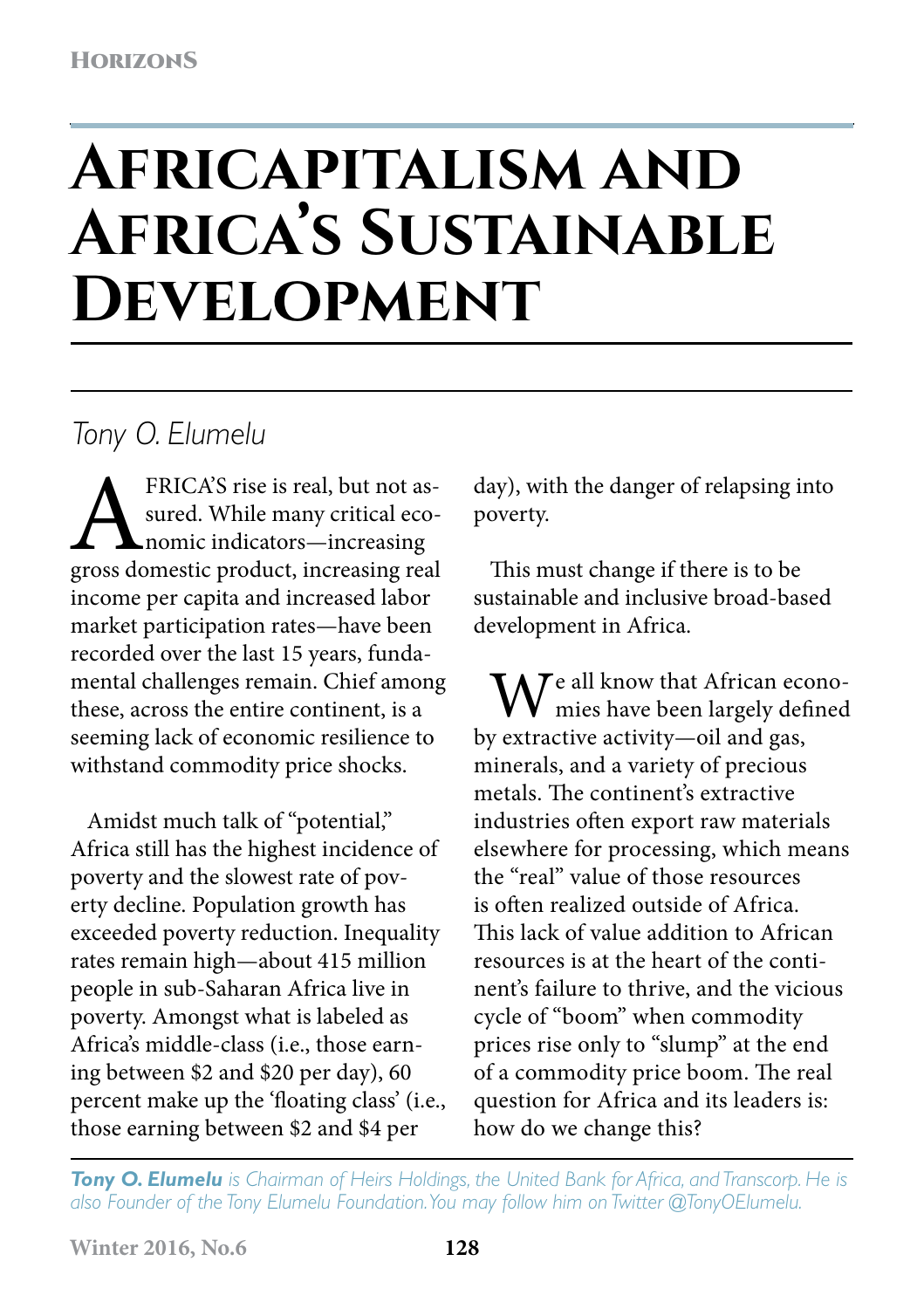# Africapitalism and Africa's Sustainable Development

*Tony O. Elumelu*

AFRICA'S rise is real, but not assured. While many critical economic indicators—increasing gross domestic product, increasing real income per capita and increased labor market participation rates—have been recorded over the last 15 years, fundamental challenges remain. Chief among these, across the entire continent, is a seeming lack of economic resilience to withstand commodity price shocks.

Amidst much talk of "potential," Africa still has the highest incidence of poverty and the slowest rate of poverty decline. Population growth has exceeded poverty reduction. Inequality rates remain high—about 415 million people in sub-Saharan Africa live in poverty. Amongst what is labeled as Africa's middle-class (i.e., those earning between \$2 and \$20 per day), 60 percent make up the 'floating class' (i.e., those earning between \$2 and \$4 per day), with the danger of relapsing into poverty.

This must change if there is to be sustainable and inclusive broad-based development in Africa.

We all know that African economies have been largely defined by extractive activity—oil and gas, minerals, and a variety of precious metals. The continent's extractive industries often export raw materials elsewhere for processing, which means the "real" value of those resources is often realized outside of Africa. This lack of value addition to African resources is at the heart of the continent's failure to thrive, and the vicious cycle of "boom" when commodity prices rise only to "slump" at the end of a commodity price boom. The real question for Africa and its leaders is: how do we change this?

***Tony O. Elumelu** is Chairman of Heirs Holdings, the United Bank for Africa, and Transcorp. He is also Founder of the Tony Elumelu Foundation. You may follow him on Twitter @TonyOElumelu.*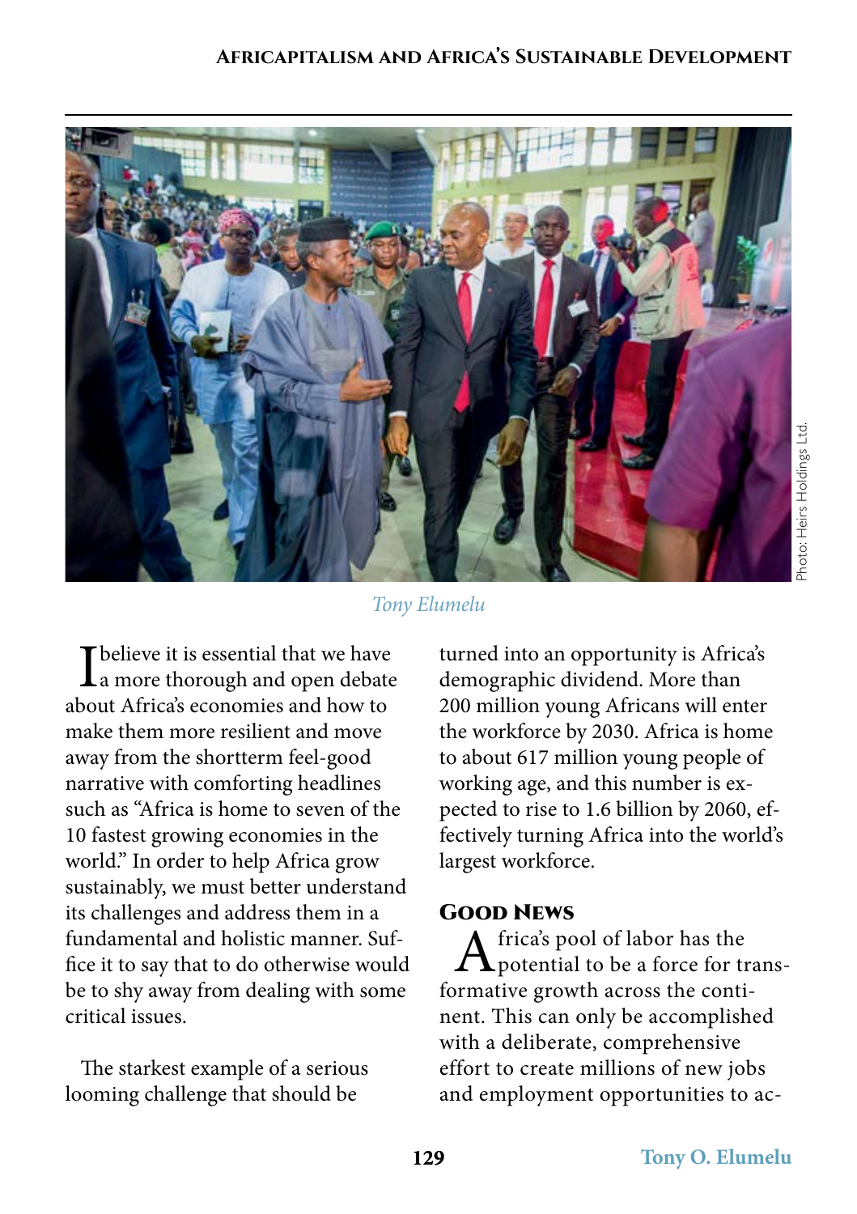*Tony Elumelu*

Photo: Heirs Holdings Ltd.

I believe it is essential that we have a more thorough and open debate about Africa's economies and how to make them more resilient and move away from the shortterm feel-good narrative with comforting headlines such as "Africa is home to seven of the 10 fastest growing economies in the world." In order to help Africa grow sustainably, we must better understand its challenges and address them in a fundamental and holistic manner. Suffice it to say that to do otherwise would be to shy away from dealing with some critical issues.

The starkest example of a serious looming challenge that should be turned into an opportunity is Africa's demographic dividend. More than 200 million young Africans will enter the workforce by 2030. Africa is home to about 617 million young people of working age, and this number is expected to rise to 1.6 billion by 2060, effectively turning Africa into the world's largest workforce.

## Good News

Africa's pool of labor has the potential to be a force for transformative growth across the continent. This can only be accomplished with a deliberate, comprehensive effort to create millions of new jobs and employment opportunities to ac-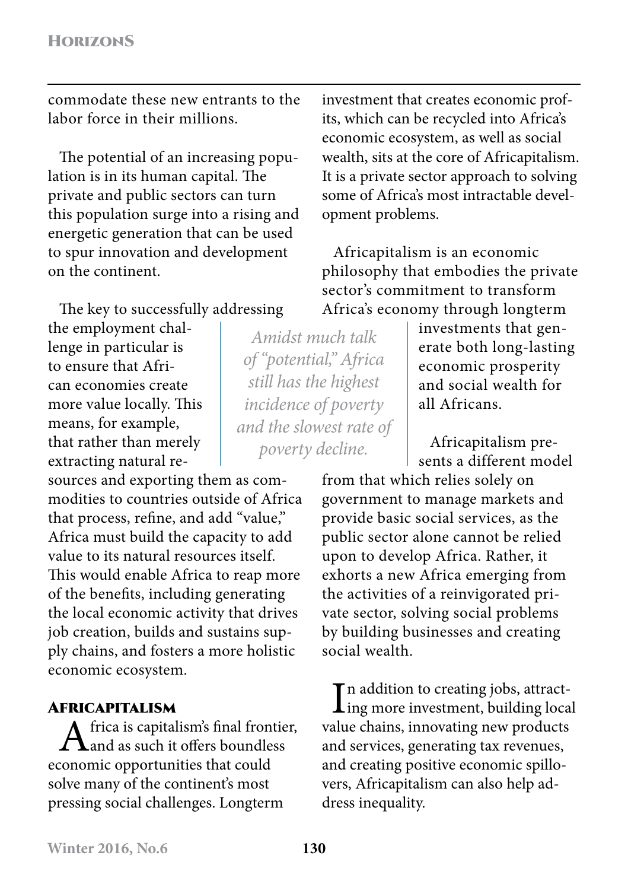commodate these new entrants to the labor force in their millions.

The potential of an increasing population is in its human capital. The private and public sectors can turn this population surge into a rising and energetic generation that can be used to spur innovation and development on the continent.

The key to successfully addressing the employment challenge in particular is to ensure that African economies create more value locally. This means, for example, that rather than merely extracting natural resources and exporting them as commodities to countries outside of Africa that process, refine, and add "value," Africa must build the capacity to add value to its natural resources itself. This would enable Africa to reap more of the benefits, including generating the local economic activity that drives job creation, builds and sustains supply chains, and fosters a more holistic economic ecosystem.

> *Amidst much talk of "potential," Africa still has the highest incidence of poverty and the slowest rate of poverty decline.*

## Africapitalism

Africa is capitalism's final frontier, and as such it offers boundless economic opportunities that could solve many of the continent's most pressing social challenges. Longterm investment that creates economic profits, which can be recycled into Africa's economic ecosystem, as well as social wealth, sits at the core of Africapitalism. It is a private sector approach to solving some of Africa's most intractable development problems.

Africapitalism is an economic philosophy that embodies the private sector's commitment to transform Africa's economy through longterm investments that generate both long-lasting economic prosperity and social wealth for all Africans.

Africapitalism presents a different model from that which relies solely on government to manage markets and provide basic social services, as the public sector alone cannot be relied upon to develop Africa. Rather, it exhorts a new Africa emerging from the activities of a reinvigorated private sector, solving social problems by building businesses and creating social wealth.

In addition to creating jobs, attracting more investment, building local value chains, innovating new products and services, generating tax revenues, and creating positive economic spillovers, Africapitalism can also help address inequality.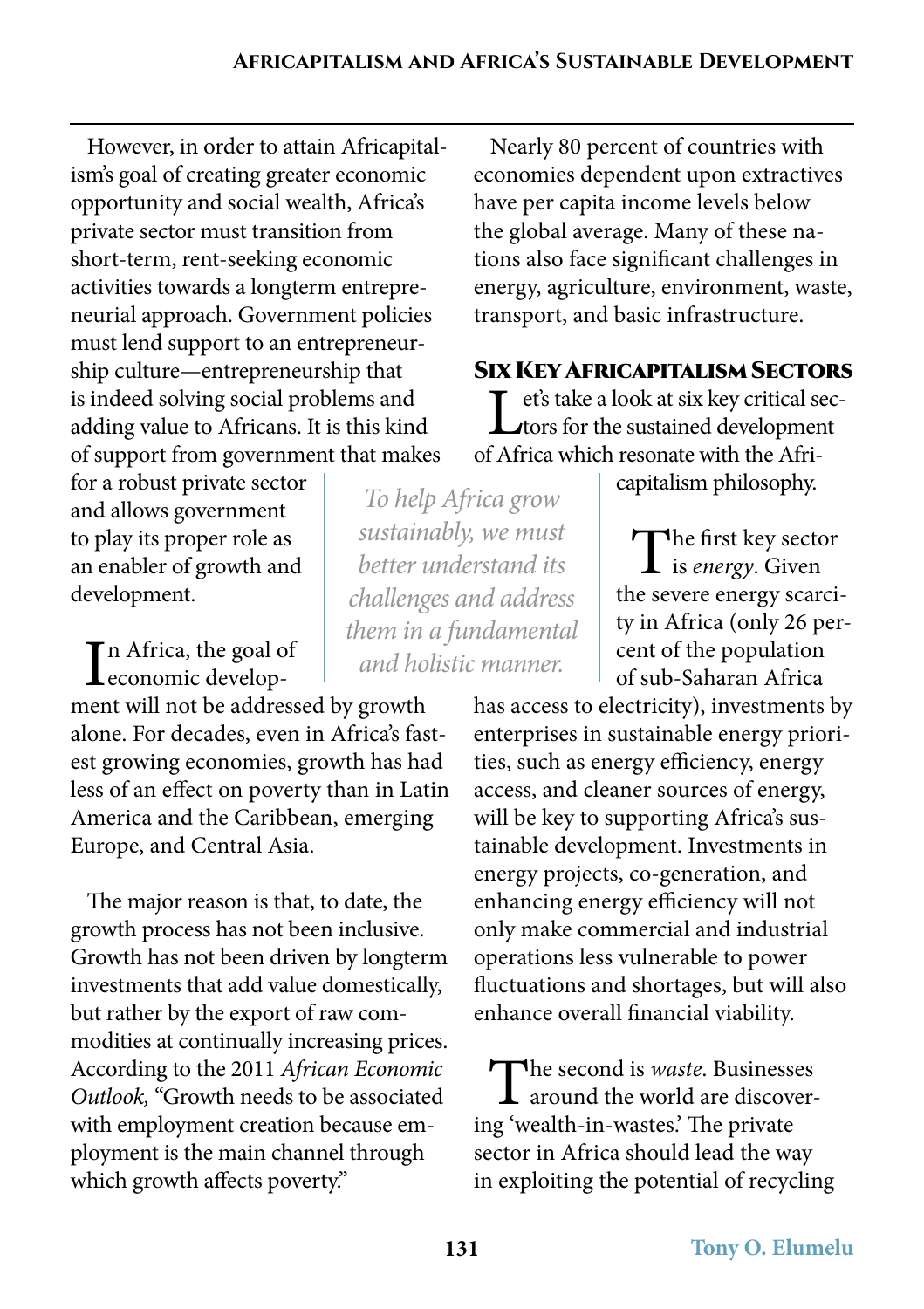However, in order to attain Africapitalism's goal of creating greater economic opportunity and social wealth, Africa's private sector must transition from short-term, rent-seeking economic activities towards a longterm entrepreneurial approach. Government policies must lend support to an entrepreneurship culture—entrepreneurship that is indeed solving social problems and adding value to Africans. It is this kind of support from government that makes for a robust private sector and allows government to play its proper role as an enabler of growth and development.

> *To help Africa grow sustainably, we must better understand its challenges and address them in a fundamental and holistic manner.*

In Africa, the goal of economic development will not be addressed by growth alone. For decades, even in Africa's fastest growing economies, growth has had less of an effect on poverty than in Latin America and the Caribbean, emerging Europe, and Central Asia.

The major reason is that, to date, the growth process has not been inclusive. Growth has not been driven by longterm investments that add value domestically, but rather by the export of raw commodities at continually increasing prices. According to the 2011 *African Economic Outlook,* "Growth needs to be associated with employment creation because employment is the main channel through which growth affects poverty."

Nearly 80 percent of countries with economies dependent upon extractives have per capita income levels below the global average. Many of these nations also face significant challenges in energy, agriculture, environment, waste, transport, and basic infrastructure.

## Six Key Africapitalism Sectors

Let's take a look at six key critical sectors for the sustained development of Africa which resonate with the Africapitalism philosophy.

The first key sector is *energy*. Given the severe energy scarcity in Africa (only 26 percent of the population of sub-Saharan Africa has access to electricity), investments by enterprises in sustainable energy priorities, such as energy efficiency, energy access, and cleaner sources of energy, will be key to supporting Africa's sustainable development. Investments in energy projects, co-generation, and enhancing energy efficiency will not only make commercial and industrial operations less vulnerable to power fluctuations and shortages, but will also enhance overall financial viability.

The second is *waste*. Businesses around the world are discovering 'wealth-in-wastes.' The private sector in Africa should lead the way in exploiting the potential of recycling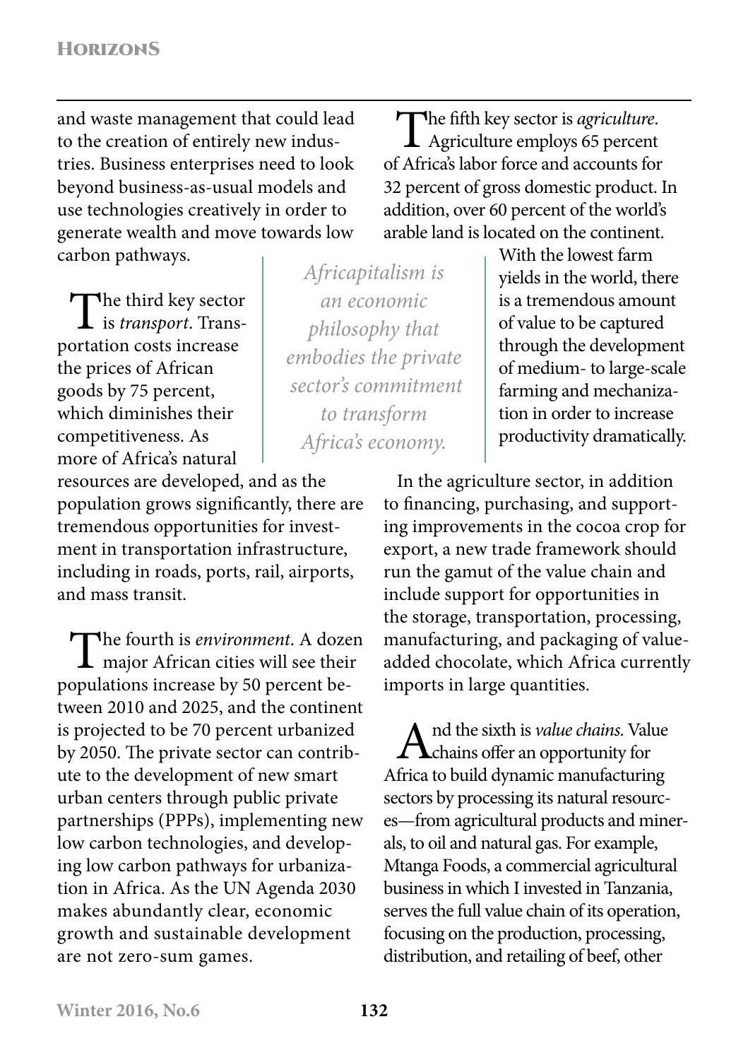and waste management that could lead to the creation of entirely new industries. Business enterprises need to look beyond business-as-usual models and use technologies creatively in order to generate wealth and move towards low carbon pathways.

The third key sector is *transport*. Transportation costs increase the prices of African goods by 75 percent, which diminishes their competitiveness. As more of Africa's natural resources are developed, and as the population grows significantly, there are tremendous opportunities for investment in transportation infrastructure, including in roads, ports, rail, airports, and mass transit.

The fourth is *environment*. A dozen major African cities will see their populations increase by 50 percent between 2010 and 2025, and the continent is projected to be 70 percent urbanized by 2050. The private sector can contribute to the development of new smart urban centers through public private partnerships (PPPs), implementing new low carbon technologies, and developing low carbon pathways for urbanization in Africa. As the UN Agenda 2030 makes abundantly clear, economic growth and sustainable development are not zero-sum games.

*Africapitalism is an economic philosophy that embodies the private sector's commitment to transform Africa's economy.*

The fifth key sector is *agriculture*. Agriculture employs 65 percent of Africa's labor force and accounts for 32 percent of gross domestic product. In addition, over 60 percent of the world's arable land is located on the continent. With the lowest farm yields in the world, there is a tremendous amount of value to be captured through the development of medium- to large-scale farming and mechanization in order to increase productivity dramatically.

In the agriculture sector, in addition to financing, purchasing, and supporting improvements in the cocoa crop for export, a new trade framework should run the gamut of the value chain and include support for opportunities in the storage, transportation, processing, manufacturing, and packaging of value-added chocolate, which Africa currently imports in large quantities.

And the sixth is *value chains*. Value chains offer an opportunity for Africa to build dynamic manufacturing sectors by processing its natural resources—from agricultural products and minerals, to oil and natural gas. For example, Mtanga Foods, a commercial agricultural business in which I invested in Tanzania, serves the full value chain of its operation, focusing on the production, processing, distribution, and retailing of beef, other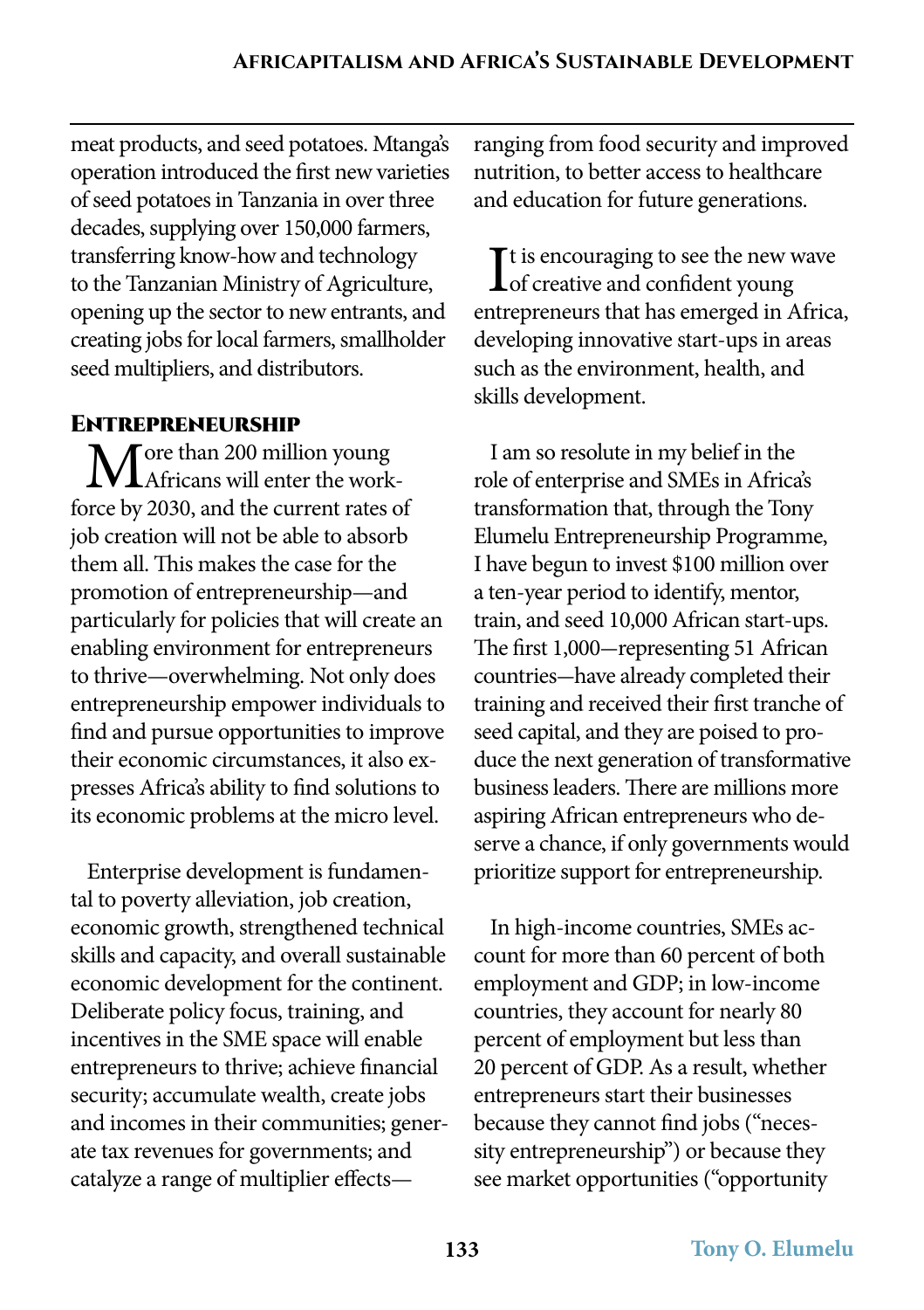meat products, and seed potatoes. Mtanga's operation introduced the first new varieties of seed potatoes in Tanzania in over three decades, supplying over 150,000 farmers, transferring know-how and technology to the Tanzanian Ministry of Agriculture, opening up the sector to new entrants, and creating jobs for local farmers, smallholder seed multipliers, and distributors.

## Entrepreneurship

More than 200 million young Africans will enter the workforce by 2030, and the current rates of job creation will not be able to absorb them all. This makes the case for the promotion of entrepreneurship—and particularly for policies that will create an enabling environment for entrepreneurs to thrive—overwhelming. Not only does entrepreneurship empower individuals to find and pursue opportunities to improve their economic circumstances, it also expresses Africa's ability to find solutions to its economic problems at the micro level.

Enterprise development is fundamental to poverty alleviation, job creation, economic growth, strengthened technical skills and capacity, and overall sustainable economic development for the continent. Deliberate policy focus, training, and incentives in the SME space will enable entrepreneurs to thrive; achieve financial security; accumulate wealth, create jobs and incomes in their communities; generate tax revenues for governments; and catalyze a range of multiplier effects—ranging from food security and improved nutrition, to better access to healthcare and education for future generations.

It is encouraging to see the new wave of creative and confident young entrepreneurs that has emerged in Africa, developing innovative start-ups in areas such as the environment, health, and skills development.

I am so resolute in my belief in the role of enterprise and SMEs in Africa's transformation that, through the Tony Elumelu Entrepreneurship Programme, I have begun to invest $100 million over a ten-year period to identify, mentor, train, and seed 10,000 African start-ups. The first 1,000—representing 51 African countries—have already completed their training and received their first tranche of seed capital, and they are poised to produce the next generation of transformative business leaders. There are millions more aspiring African entrepreneurs who deserve a chance, if only governments would prioritize support for entrepreneurship.

In high-income countries, SMEs account for more than 60 percent of both employment and GDP; in low-income countries, they account for nearly 80 percent of employment but less than 20 percent of GDP. As a result, whether entrepreneurs start their businesses because they cannot find jobs ("necessity entrepreneurship") or because they see market opportunities ("opportunity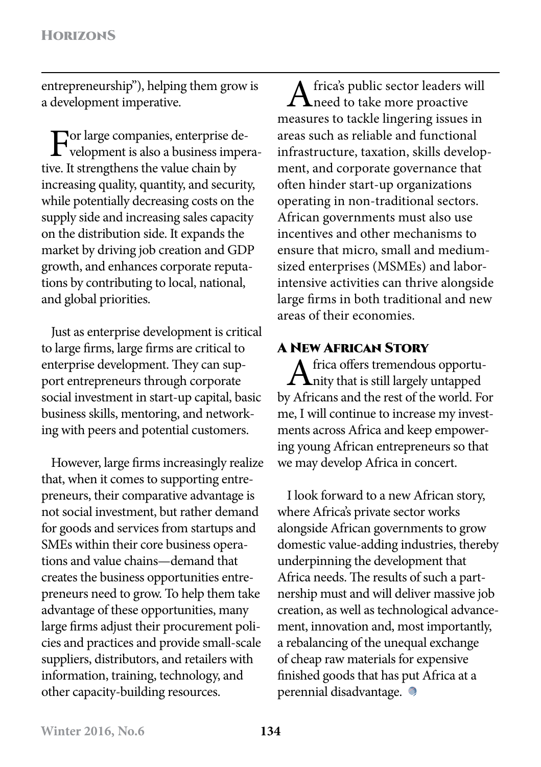entrepreneurship"), helping them grow is a development imperative.

For large companies, enterprise development is also a business imperative. It strengthens the value chain by increasing quality, quantity, and security, while potentially decreasing costs on the supply side and increasing sales capacity on the distribution side. It expands the market by driving job creation and GDP growth, and enhances corporate reputations by contributing to local, national, and global priorities.

Just as enterprise development is critical to large firms, large firms are critical to enterprise development. They can support entrepreneurs through corporate social investment in start-up capital, basic business skills, mentoring, and networking with peers and potential customers.

However, large firms increasingly realize that, when it comes to supporting entrepreneurs, their comparative advantage is not social investment, but rather demand for goods and services from startups and SMEs within their core business operations and value chains—demand that creates the business opportunities entrepreneurs need to grow. To help them take advantage of these opportunities, many large firms adjust their procurement policies and practices and provide small-scale suppliers, distributors, and retailers with information, training, technology, and other capacity-building resources.

Africa's public sector leaders will need to take more proactive measures to tackle lingering issues in areas such as reliable and functional infrastructure, taxation, skills development, and corporate governance that often hinder start-up organizations operating in non-traditional sectors. African governments must also use incentives and other mechanisms to ensure that micro, small and medium-sized enterprises (MSMEs) and labor-intensive activities can thrive alongside large firms in both traditional and new areas of their economies.

## A New African Story

Africa offers tremendous opportunity that is still largely untapped by Africans and the rest of the world. For me, I will continue to increase my investments across Africa and keep empowering young African entrepreneurs so that we may develop Africa in concert.

I look forward to a new African story, where Africa's private sector works alongside African governments to grow domestic value-adding industries, thereby underpinning the development that Africa needs. The results of such a partnership must and will deliver massive job creation, as well as technological advancement, innovation and, most importantly, a rebalancing of the unequal exchange of cheap raw materials for expensive finished goods that has put Africa at a perennial disadvantage.